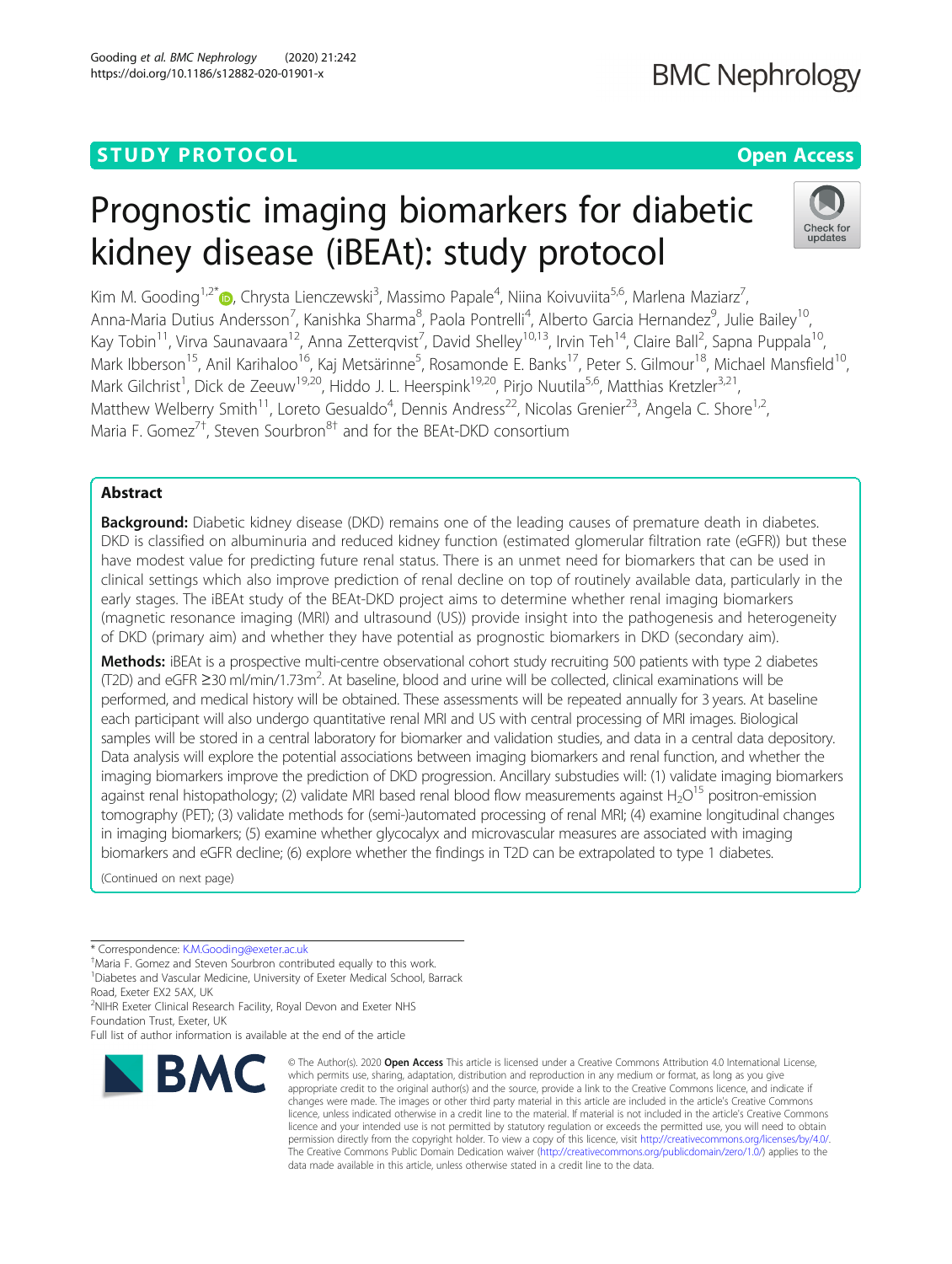STUDY PROTOCOL

Open Access

# Prognostic imaging biomarkers for diabetic kidney disease (iBEAt): study protocol

Kim M. Gooding[1,2*], Chrysta Lienczewski[3], Massimo Papale[4], Niina Koivuviita[5,6], Marlena Maziarz[7], Anna-Maria Dutius Andersson[7], Kanishka Sharma[8], Paola Pontrelli[4], Alberto Garcia Hernandez[9], Julie Bailey[10], Kay Tobin[11], Virva Saunavaara[12], Anna Zetterqvist[7], David Shelley[10,13], Irvin Teh[14], Claire Ball[2], Sapna Puppala[10], Mark Ibberson[15], Anil Karihaloo[16], Kaj Metsärinne[5], Rosamonde E. Banks[17], Peter S. Gilmour[18], Michael Mansfield[10], Mark Gilchrist[1], Dick de Zeeuw[19,20], Hiddo J. L. Heerspink[19,20], Pirjo Nuutila[5,6], Matthias Kretzler[3,21], Matthew Welberry Smith[11], Loreto Gesualdo[4], Dennis Andress[22], Nicolas Grenier[23], Angela C. Shore[1,2], Maria F. Gomez[7†], Steven Sourbron[8†] and for the BEAt-DKD consortium

## Abstract

**Background:** Diabetic kidney disease (DKD) remains one of the leading causes of premature death in diabetes. DKD is classified on albuminuria and reduced kidney function (estimated glomerular filtration rate (eGFR)) but these have modest value for predicting future renal status. There is an unmet need for biomarkers that can be used in clinical settings which also improve prediction of renal decline on top of routinely available data, particularly in the early stages. The iBEAt study of the BEAt-DKD project aims to determine whether renal imaging biomarkers (magnetic resonance imaging (MRI) and ultrasound (US)) provide insight into the pathogenesis and heterogeneity of DKD (primary aim) and whether they have potential as prognostic biomarkers in DKD (secondary aim).

**Methods:** iBEAt is a prospective multi-centre observational cohort study recruiting 500 patients with type 2 diabetes (T2D) and eGFR ≥30 ml/min/1.73m$^2$. At baseline, blood and urine will be collected, clinical examinations will be performed, and medical history will be obtained. These assessments will be repeated annually for 3 years. At baseline each participant will also undergo quantitative renal MRI and US with central processing of MRI images. Biological samples will be stored in a central laboratory for biomarker and validation studies, and data in a central data depository. Data analysis will explore the potential associations between imaging biomarkers and renal function, and whether the imaging biomarkers improve the prediction of DKD progression. Ancillary substudies will: (1) validate imaging biomarkers against renal histopathology; (2) validate MRI based renal blood flow measurements against $H_2O^{15}$ positron-emission tomography (PET); (3) validate methods for (semi-)automated processing of renal MRI; (4) examine longitudinal changes in imaging biomarkers; (5) examine whether glycocalyx and microvascular measures are associated with imaging biomarkers and eGFR decline; (6) explore whether the findings in T2D can be extrapolated to type 1 diabetes.

(Continued on next page)

\* Correspondence: K.M.Gooding@exeter.ac.uk
†Maria F. Gomez and Steven Sourbron contributed equally to this work.
[1]Diabetes and Vascular Medicine, University of Exeter Medical School, Barrack Road, Exeter EX2 5AX, UK
[2]NIHR Exeter Clinical Research Facility, Royal Devon and Exeter NHS Foundation Trust, Exeter, UK
Full list of author information is available at the end of the article

© The Author(s). 2020 **Open Access** This article is licensed under a Creative Commons Attribution 4.0 International License, which permits use, sharing, adaptation, distribution and reproduction in any medium or format, as long as you give appropriate credit to the original author(s) and the source, provide a link to the Creative Commons licence, and indicate if changes were made. The images or other third party material in this article are included in the article's Creative Commons licence, unless indicated otherwise in a credit line to the material. If material is not included in the article's Creative Commons licence and your intended use is not permitted by statutory regulation or exceeds the permitted use, you will need to obtain permission directly from the copyright holder. To view a copy of this licence, visit http://creativecommons.org/licenses/by/4.0/. The Creative Commons Public Domain Dedication waiver (http://creativecommons.org/publicdomain/zero/1.0/) applies to the data made available in this article, unless otherwise stated in a credit line to the data.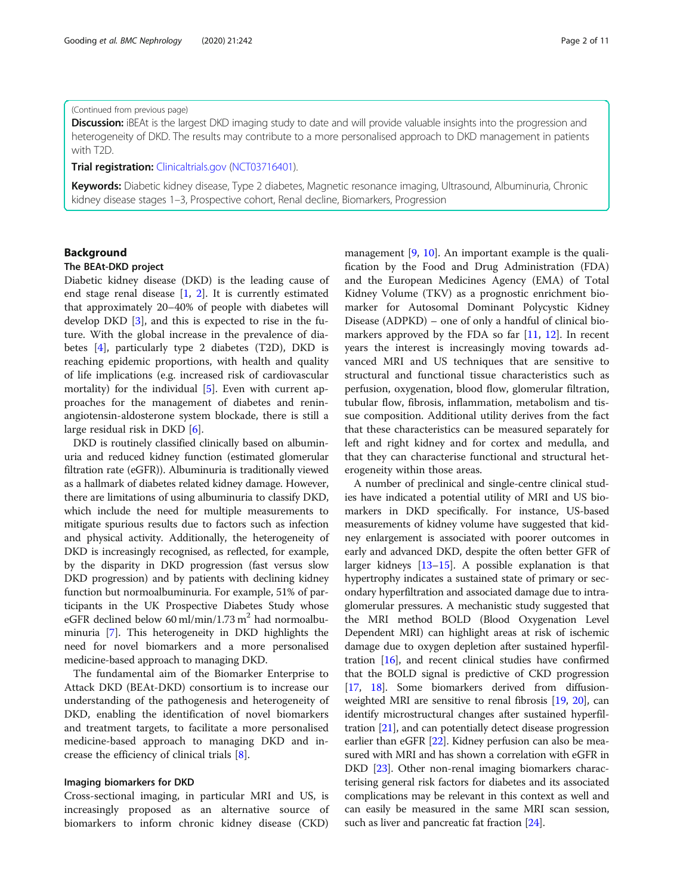(Continued from previous page)

**Discussion:** iBEAt is the largest DKD imaging study to date and will provide valuable insights into the progression and heterogeneity of DKD. The results may contribute to a more personalised approach to DKD management in patients with T2D.

**Trial registration:** Clinicaltrials.gov (NCT03716401).

**Keywords:** Diabetic kidney disease, Type 2 diabetes, Magnetic resonance imaging, Ultrasound, Albuminuria, Chronic kidney disease stages 1–3, Prospective cohort, Renal decline, Biomarkers, Progression

## Background

### The BEAt-DKD project

Diabetic kidney disease (DKD) is the leading cause of end stage renal disease [1, 2]. It is currently estimated that approximately 20–40% of people with diabetes will develop DKD [3], and this is expected to rise in the future. With the global increase in the prevalence of diabetes [4], particularly type 2 diabetes (T2D), DKD is reaching epidemic proportions, with health and quality of life implications (e.g. increased risk of cardiovascular mortality) for the individual [5]. Even with current approaches for the management of diabetes and renin-angiotensin-aldosterone system blockade, there is still a large residual risk in DKD [6].

DKD is routinely classified clinically based on albuminuria and reduced kidney function (estimated glomerular filtration rate (eGFR)). Albuminuria is traditionally viewed as a hallmark of diabetes related kidney damage. However, there are limitations of using albuminuria to classify DKD, which include the need for multiple measurements to mitigate spurious results due to factors such as infection and physical activity. Additionally, the heterogeneity of DKD is increasingly recognised, as reflected, for example, by the disparity in DKD progression (fast versus slow DKD progression) and by patients with declining kidney function but normoalbuminuria. For example, 51% of participants in the UK Prospective Diabetes Study whose eGFR declined below 60 ml/min/1.73 $m^2$ had normoalbuminuria [7]. This heterogeneity in DKD highlights the need for novel biomarkers and a more personalised medicine-based approach to managing DKD.

The fundamental aim of the Biomarker Enterprise to Attack DKD (BEAt-DKD) consortium is to increase our understanding of the pathogenesis and heterogeneity of DKD, enabling the identification of novel biomarkers and treatment targets, to facilitate a more personalised medicine-based approach to managing DKD and increase the efficiency of clinical trials [8].

### Imaging biomarkers for DKD

Cross-sectional imaging, in particular MRI and US, is increasingly proposed as an alternative source of biomarkers to inform chronic kidney disease (CKD) management [9, 10]. An important example is the qualification by the Food and Drug Administration (FDA) and the European Medicines Agency (EMA) of Total Kidney Volume (TKV) as a prognostic enrichment biomarker for Autosomal Dominant Polycystic Kidney Disease (ADPKD) – one of only a handful of clinical biomarkers approved by the FDA so far [11, 12]. In recent years the interest is increasingly moving towards advanced MRI and US techniques that are sensitive to structural and functional tissue characteristics such as perfusion, oxygenation, blood flow, glomerular filtration, tubular flow, fibrosis, inflammation, metabolism and tissue composition. Additional utility derives from the fact that these characteristics can be measured separately for left and right kidney and for cortex and medulla, and that they can characterise functional and structural heterogeneity within those areas.

A number of preclinical and single-centre clinical studies have indicated a potential utility of MRI and US biomarkers in DKD specifically. For instance, US-based measurements of kidney volume have suggested that kidney enlargement is associated with poorer outcomes in early and advanced DKD, despite the often better GFR of larger kidneys [13–15]. A possible explanation is that hypertrophy indicates a sustained state of primary or secondary hyperfiltration and associated damage due to intraglomerular pressures. A mechanistic study suggested that the MRI method BOLD (Blood Oxygenation Level Dependent MRI) can highlight areas at risk of ischemic damage due to oxygen depletion after sustained hyperfiltration [16], and recent clinical studies have confirmed that the BOLD signal is predictive of CKD progression [17, 18]. Some biomarkers derived from diffusion-weighted MRI are sensitive to renal fibrosis [19, 20], can identify microstructural changes after sustained hyperfiltration [21], and can potentially detect disease progression earlier than eGFR [22]. Kidney perfusion can also be measured with MRI and has shown a correlation with eGFR in DKD [23]. Other non-renal imaging biomarkers characterising general risk factors for diabetes and its associated complications may be relevant in this context as well and can easily be measured in the same MRI scan session, such as liver and pancreatic fat fraction [24].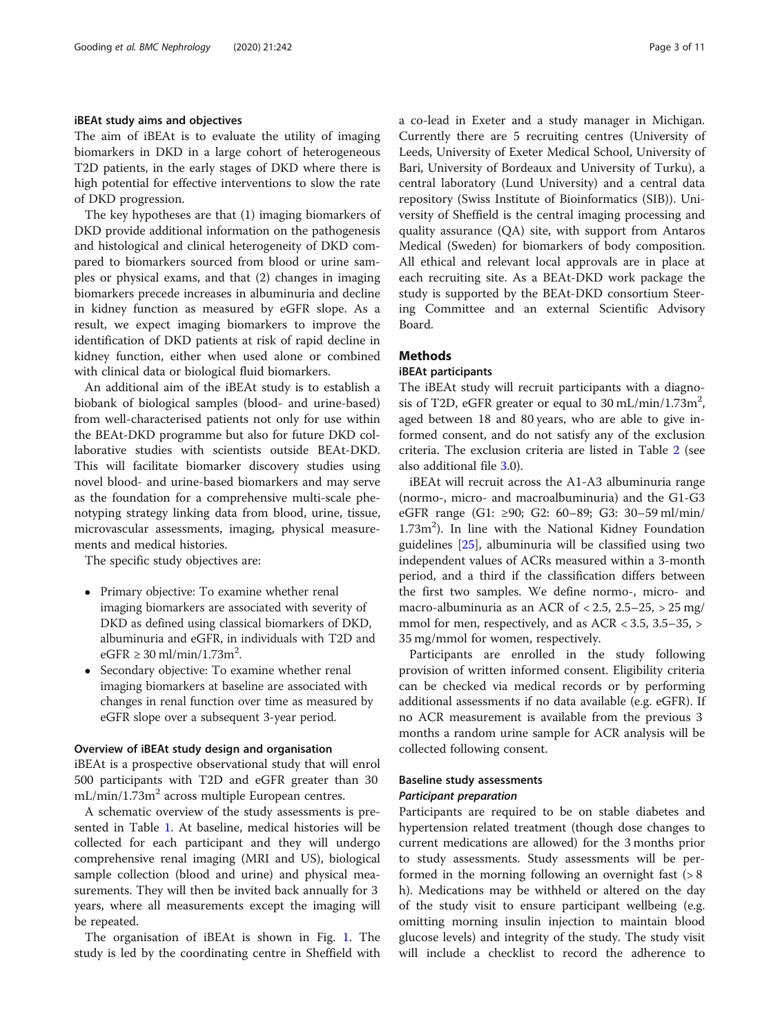### iBEAt study aims and objectives

The aim of iBEAt is to evaluate the utility of imaging biomarkers in DKD in a large cohort of heterogeneous T2D patients, in the early stages of DKD where there is high potential for effective interventions to slow the rate of DKD progression.

The key hypotheses are that (1) imaging biomarkers of DKD provide additional information on the pathogenesis and histological and clinical heterogeneity of DKD compared to biomarkers sourced from blood or urine samples or physical exams, and that (2) changes in imaging biomarkers precede increases in albuminuria and decline in kidney function as measured by eGFR slope. As a result, we expect imaging biomarkers to improve the identification of DKD patients at risk of rapid decline in kidney function, either when used alone or combined with clinical data or biological fluid biomarkers.

An additional aim of the iBEAt study is to establish a biobank of biological samples (blood- and urine-based) from well-characterised patients not only for use within the BEAt-DKD programme but also for future DKD collaborative studies with scientists outside BEAt-DKD. This will facilitate biomarker discovery studies using novel blood- and urine-based biomarkers and may serve as the foundation for a comprehensive multi-scale phenotyping strategy linking data from blood, urine, tissue, microvascular assessments, imaging, physical measurements and medical histories.

The specific study objectives are:

- Primary objective: To examine whether renal imaging biomarkers are associated with severity of DKD as defined using classical biomarkers of DKD, albuminuria and eGFR, in individuals with T2D and eGFR ≥ 30 ml/min/1.73m$^2$.
- Secondary objective: To examine whether renal imaging biomarkers at baseline are associated with changes in renal function over time as measured by eGFR slope over a subsequent 3-year period.

### Overview of iBEAt study design and organisation

iBEAt is a prospective observational study that will enrol 500 participants with T2D and eGFR greater than 30 mL/min/1.73m$^2$ across multiple European centres.

A schematic overview of the study assessments is presented in Table 1. At baseline, medical histories will be collected for each participant and they will undergo comprehensive renal imaging (MRI and US), biological sample collection (blood and urine) and physical measurements. They will then be invited back annually for 3 years, where all measurements except the imaging will be repeated.

The organisation of iBEAt is shown in Fig. 1. The study is led by the coordinating centre in Sheffield with a co-lead in Exeter and a study manager in Michigan. Currently there are 5 recruiting centres (University of Leeds, University of Exeter Medical School, University of Bari, University of Bordeaux and University of Turku), a central laboratory (Lund University) and a central data repository (Swiss Institute of Bioinformatics (SIB)). University of Sheffield is the central imaging processing and quality assurance (QA) site, with support from Antaros Medical (Sweden) for biomarkers of body composition. All ethical and relevant local approvals are in place at each recruiting site. As a BEAt-DKD work package the study is supported by the BEAt-DKD consortium Steering Committee and an external Scientific Advisory Board.

## Methods

### iBEAt participants

The iBEAt study will recruit participants with a diagnosis of T2D, eGFR greater or equal to 30 mL/min/1.73m$^2$, aged between 18 and 80 years, who are able to give informed consent, and do not satisfy any of the exclusion criteria. The exclusion criteria are listed in Table 2 (see also additional file 3.0).

iBEAt will recruit across the A1-A3 albuminuria range (normo-, micro- and macroalbuminuria) and the G1-G3 eGFR range (G1: ≥90; G2: 60–89; G3: 30–59 ml/min/1.73m$^2$). In line with the National Kidney Foundation guidelines [25], albuminuria will be classified using two independent values of ACRs measured within a 3-month period, and a third if the classification differs between the first two samples. We define normo-, micro- and macro-albuminuria as an ACR of < 2.5, 2.5–25, > 25 mg/mmol for men, respectively, and as ACR < 3.5, 3.5–35, > 35 mg/mmol for women, respectively.

Participants are enrolled in the study following provision of written informed consent. Eligibility criteria can be checked via medical records or by performing additional assessments if no data available (e.g. eGFR). If no ACR measurement is available from the previous 3 months a random urine sample for ACR analysis will be collected following consent.

### Baseline study assessments

#### *Participant preparation*

Participants are required to be on stable diabetes and hypertension related treatment (though dose changes to current medications are allowed) for the 3 months prior to study assessments. Study assessments will be performed in the morning following an overnight fast (> 8 h). Medications may be withheld or altered on the day of the study visit to ensure participant wellbeing (e.g. omitting morning insulin injection to maintain blood glucose levels) and integrity of the study. The study visit will include a checklist to record the adherence to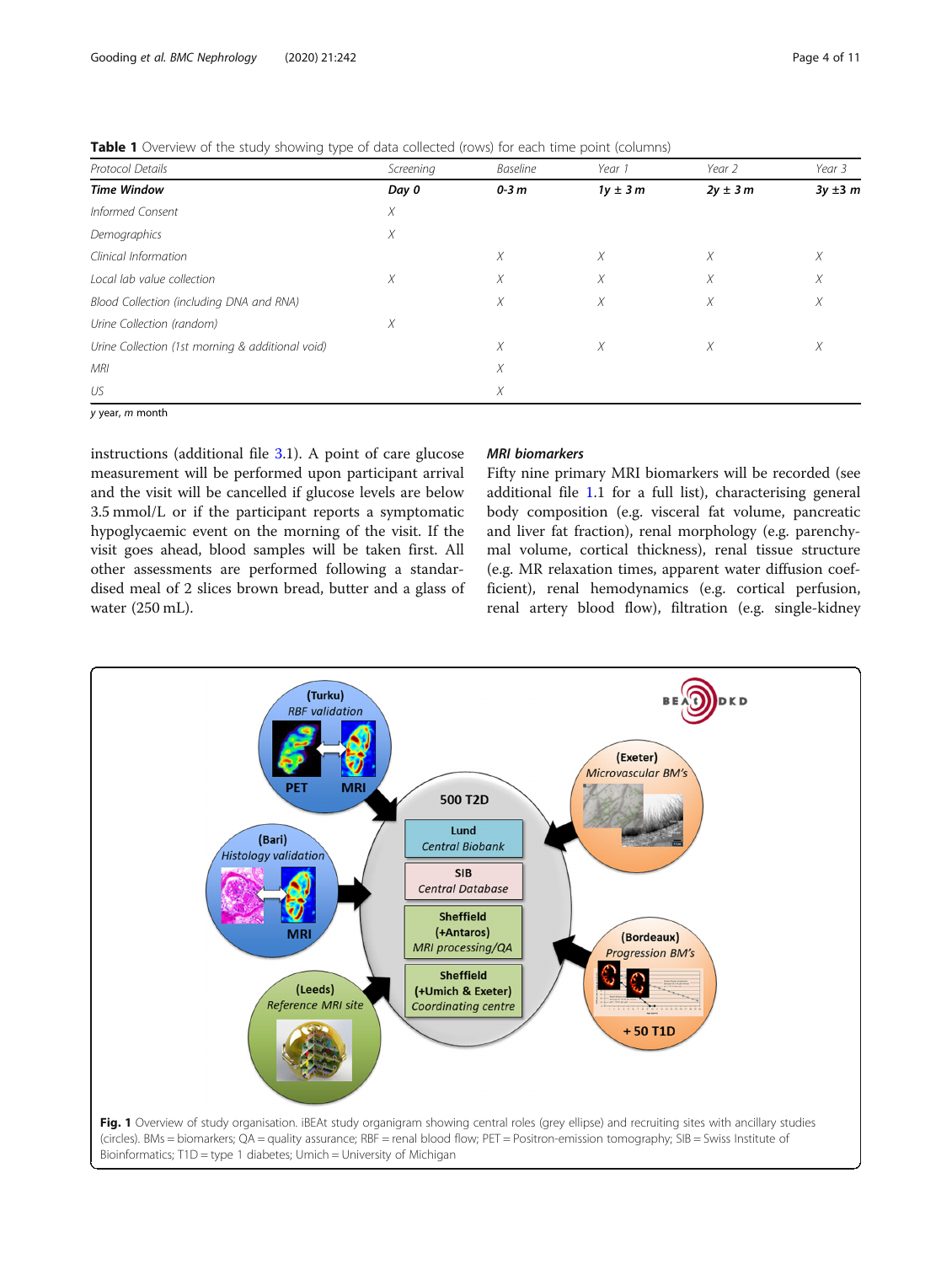**Table 1** Overview of the study showing type of data collected (rows) for each time point (columns)

| Protocol Details | Screening | Baseline | Year 1 | Year 2 | Year 3 |
|---|---|---|---|---|---|
| **Time Window** | **Day 0** | **0-3 m** | **1y ± 3 m** | **2y ± 3 m** | **3y ±3 m** |
| Informed Consent | X | | | | |
| Demographics | X | | | | |
| Clinical Information | | X | X | X | X |
| Local lab value collection | X | X | X | X | X |
| Blood Collection (including DNA and RNA) | | X | X | X | X |
| Urine Collection (random) | X | | | | |
| Urine Collection (1st morning & additional void) | | X | X | X | X |
| MRI | | X | | | |
| US | | X | | | |

*y* year, *m* month

instructions (additional file 3.1). A point of care glucose measurement will be performed upon participant arrival and the visit will be cancelled if glucose levels are below 3.5 mmol/L or if the participant reports a symptomatic hypoglycaemic event on the morning of the visit. If the visit goes ahead, blood samples will be taken first. All other assessments are performed following a standardised meal of 2 slices brown bread, butter and a glass of water (250 mL).

### MRI biomarkers

Fifty nine primary MRI biomarkers will be recorded (see additional file 1.1 for a full list), characterising general body composition (e.g. visceral fat volume, pancreatic and liver fat fraction), renal morphology (e.g. parenchymal volume, cortical thickness), renal tissue structure (e.g. MR relaxation times, apparent water diffusion coefficient), renal hemodynamics (e.g. cortical perfusion, renal artery blood flow), filtration (e.g. single-kidney

**Fig. 1** Overview of study organisation. iBEAt study organigram showing central roles (grey ellipse) and recruiting sites with ancillary studies (circles). BMs = biomarkers; QA = quality assurance; RBF = renal blood flow; PET = Positron-emission tomography; SIB = Swiss Institute of Bioinformatics; T1D = type 1 diabetes; Umich = University of Michigan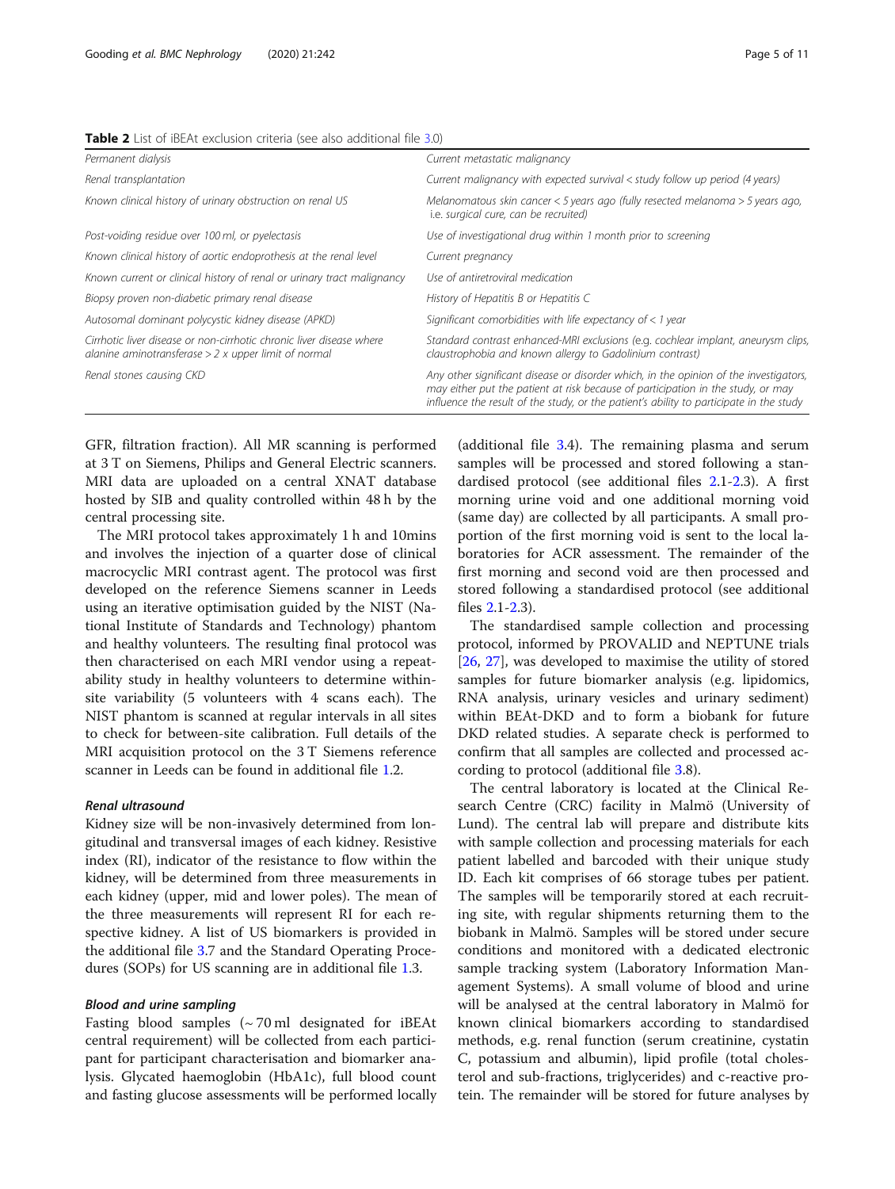**Table 2** List of iBEAt exclusion criteria (see also additional file 3.0)

| | |
|---|---|
| *Permanent dialysis* | *Current metastatic malignancy* |
| *Renal transplantation* | *Current malignancy with expected survival < study follow up period (4 years)* |
| *Known clinical history of urinary obstruction on renal US* | *Melanomatous skin cancer < 5 years ago (fully resected melanoma > 5 years ago, i.e. surgical cure, can be recruited)* |
| *Post-voiding residue over 100 ml, or pyelectasis* | *Use of investigational drug within 1 month prior to screening* |
| *Known clinical history of aortic endoprothesis at the renal level* | *Current pregnancy* |
| *Known current or clinical history of renal or urinary tract malignancy* | *Use of antiretroviral medication* |
| *Biopsy proven non-diabetic primary renal disease* | *History of Hepatitis B or Hepatitis C* |
| *Autosomal dominant polycystic kidney disease (APKD)* | *Significant comorbidities with life expectancy of < 1 year* |
| *Cirrhotic liver disease or non-cirrhotic chronic liver disease where alanine aminotransferase > 2 x upper limit of normal* | *Standard contrast enhanced-MRI exclusions (e.g. cochlear implant, aneurysm clips, claustrophobia and known allergy to Gadolinium contrast)* |
| *Renal stones causing CKD* | *Any other significant disease or disorder which, in the opinion of the investigators, may either put the patient at risk because of participation in the study, or may influence the result of the study, or the patient's ability to participate in the study* |

GFR, filtration fraction). All MR scanning is performed at 3 T on Siemens, Philips and General Electric scanners. MRI data are uploaded on a central XNAT database hosted by SIB and quality controlled within 48 h by the central processing site.

The MRI protocol takes approximately 1 h and 10mins and involves the injection of a quarter dose of clinical macrocyclic MRI contrast agent. The protocol was first developed on the reference Siemens scanner in Leeds using an iterative optimisation guided by the NIST (National Institute of Standards and Technology) phantom and healthy volunteers. The resulting final protocol was then characterised on each MRI vendor using a repeatability study in healthy volunteers to determine within-site variability (5 volunteers with 4 scans each). The NIST phantom is scanned at regular intervals in all sites to check for between-site calibration. Full details of the MRI acquisition protocol on the 3 T Siemens reference scanner in Leeds can be found in additional file 1.2.

#### *Renal ultrasound*

Kidney size will be non-invasively determined from longitudinal and transversal images of each kidney. Resistive index (RI), indicator of the resistance to flow within the kidney, will be determined from three measurements in each kidney (upper, mid and lower poles). The mean of the three measurements will represent RI for each respective kidney. A list of US biomarkers is provided in the additional file 3.7 and the Standard Operating Procedures (SOPs) for US scanning are in additional file 1.3.

#### *Blood and urine sampling*

Fasting blood samples (~ 70 ml designated for iBEAt central requirement) will be collected from each participant for participant characterisation and biomarker analysis. Glycated haemoglobin (HbA1c), full blood count and fasting glucose assessments will be performed locally (additional file 3.4). The remaining plasma and serum samples will be processed and stored following a standardised protocol (see additional files 2.1-2.3). A first morning urine void and one additional morning void (same day) are collected by all participants. A small proportion of the first morning void is sent to the local laboratories for ACR assessment. The remainder of the first morning and second void are then processed and stored following a standardised protocol (see additional files 2.1-2.3).

The standardised sample collection and processing protocol, informed by PROVALID and NEPTUNE trials [26, 27], was developed to maximise the utility of stored samples for future biomarker analysis (e.g. lipidomics, RNA analysis, urinary vesicles and urinary sediment) within BEAt-DKD and to form a biobank for future DKD related studies. A separate check is performed to confirm that all samples are collected and processed according to protocol (additional file 3.8).

The central laboratory is located at the Clinical Research Centre (CRC) facility in Malmö (University of Lund). The central lab will prepare and distribute kits with sample collection and processing materials for each patient labelled and barcoded with their unique study ID. Each kit comprises of 66 storage tubes per patient. The samples will be temporarily stored at each recruiting site, with regular shipments returning them to the biobank in Malmö. Samples will be stored under secure conditions and monitored with a dedicated electronic sample tracking system (Laboratory Information Management Systems). A small volume of blood and urine will be analysed at the central laboratory in Malmö for known clinical biomarkers according to standardised methods, e.g. renal function (serum creatinine, cystatin C, potassium and albumin), lipid profile (total cholesterol and sub-fractions, triglycerides) and c-reactive protein. The remainder will be stored for future analyses by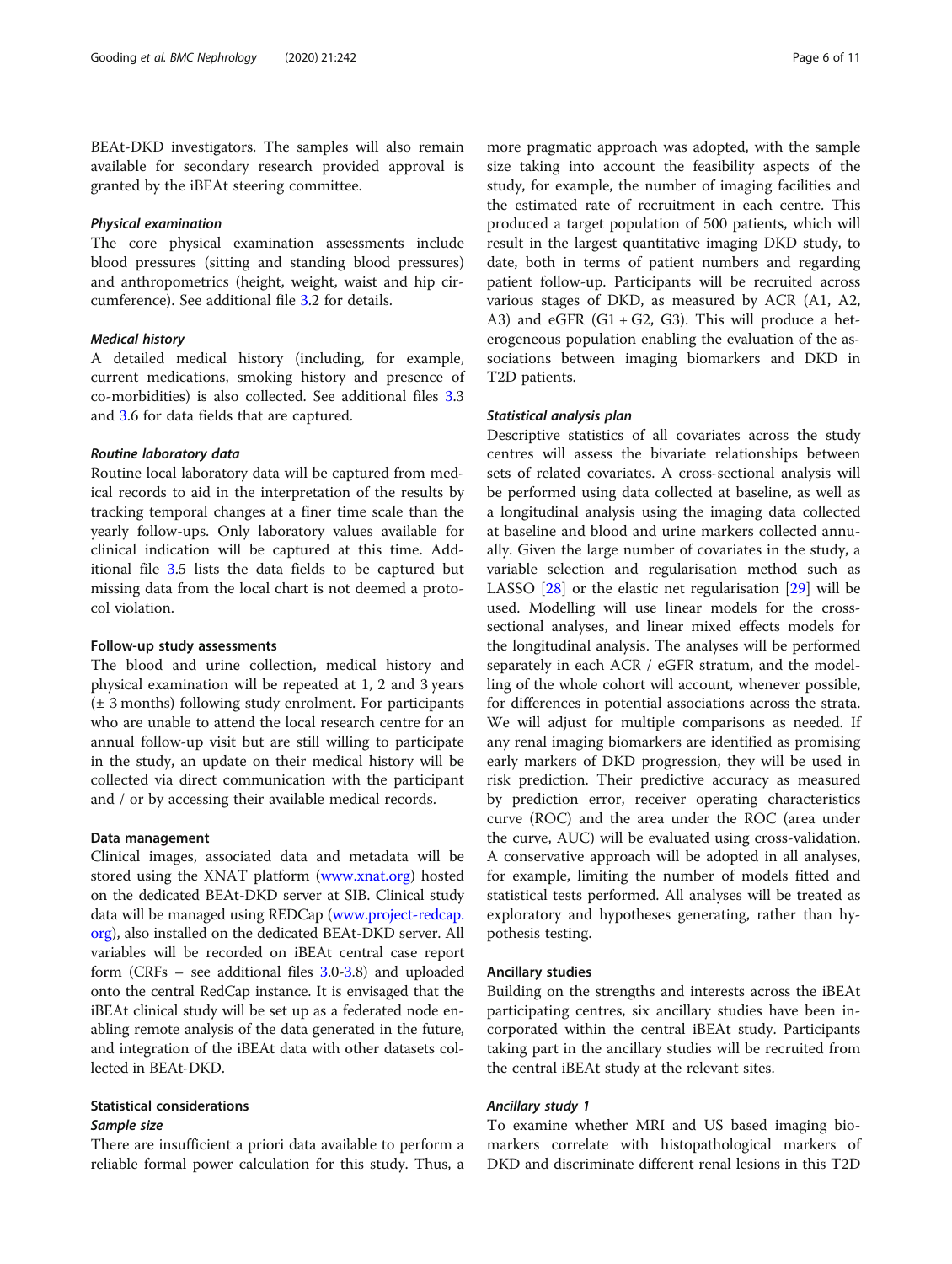BEAt-DKD investigators. The samples will also remain available for secondary research provided approval is granted by the iBEAt steering committee.

#### *Physical examination*

The core physical examination assessments include blood pressures (sitting and standing blood pressures) and anthropometrics (height, weight, waist and hip circumference). See additional file 3.2 for details.

#### *Medical history*

A detailed medical history (including, for example, current medications, smoking history and presence of co-morbidities) is also collected. See additional files 3.3 and 3.6 for data fields that are captured.

#### *Routine laboratory data*

Routine local laboratory data will be captured from medical records to aid in the interpretation of the results by tracking temporal changes at a finer time scale than the yearly follow-ups. Only laboratory values available for clinical indication will be captured at this time. Additional file 3.5 lists the data fields to be captured but missing data from the local chart is not deemed a protocol violation.

### Follow-up study assessments

The blood and urine collection, medical history and physical examination will be repeated at 1, 2 and 3 years (± 3 months) following study enrolment. For participants who are unable to attend the local research centre for an annual follow-up visit but are still willing to participate in the study, an update on their medical history will be collected via direct communication with the participant and / or by accessing their available medical records.

### Data management

Clinical images, associated data and metadata will be stored using the XNAT platform (www.xnat.org) hosted on the dedicated BEAt-DKD server at SIB. Clinical study data will be managed using REDCap (www.project-redcap.org), also installed on the dedicated BEAt-DKD server. All variables will be recorded on iBEAt central case report form (CRFs – see additional files 3.0-3.8) and uploaded onto the central RedCap instance. It is envisaged that the iBEAt clinical study will be set up as a federated node enabling remote analysis of the data generated in the future, and integration of the iBEAt data with other datasets collected in BEAt-DKD.

### Statistical considerations

#### *Sample size*

There are insufficient a priori data available to perform a reliable formal power calculation for this study. Thus, a more pragmatic approach was adopted, with the sample size taking into account the feasibility aspects of the study, for example, the number of imaging facilities and the estimated rate of recruitment in each centre. This produced a target population of 500 patients, which will result in the largest quantitative imaging DKD study, to date, both in terms of patient numbers and regarding patient follow-up. Participants will be recruited across various stages of DKD, as measured by ACR (A1, A2, A3) and eGFR (G1 + G2, G3). This will produce a heterogeneous population enabling the evaluation of the associations between imaging biomarkers and DKD in T2D patients.

#### *Statistical analysis plan*

Descriptive statistics of all covariates across the study centres will assess the bivariate relationships between sets of related covariates. A cross-sectional analysis will be performed using data collected at baseline, as well as a longitudinal analysis using the imaging data collected at baseline and blood and urine markers collected annually. Given the large number of covariates in the study, a variable selection and regularisation method such as LASSO [28] or the elastic net regularisation [29] will be used. Modelling will use linear models for the cross-sectional analyses, and linear mixed effects models for the longitudinal analysis. The analyses will be performed separately in each ACR / eGFR stratum, and the modelling of the whole cohort will account, whenever possible, for differences in potential associations across the strata. We will adjust for multiple comparisons as needed. If any renal imaging biomarkers are identified as promising early markers of DKD progression, they will be used in risk prediction. Their predictive accuracy as measured by prediction error, receiver operating characteristics curve (ROC) and the area under the ROC (area under the curve, AUC) will be evaluated using cross-validation. A conservative approach will be adopted in all analyses, for example, limiting the number of models fitted and statistical tests performed. All analyses will be treated as exploratory and hypotheses generating, rather than hypothesis testing.

### Ancillary studies

Building on the strengths and interests across the iBEAt participating centres, six ancillary studies have been incorporated within the central iBEAt study. Participants taking part in the ancillary studies will be recruited from the central iBEAt study at the relevant sites.

#### *Ancillary study 1*

To examine whether MRI and US based imaging biomarkers correlate with histopathological markers of DKD and discriminate different renal lesions in this T2D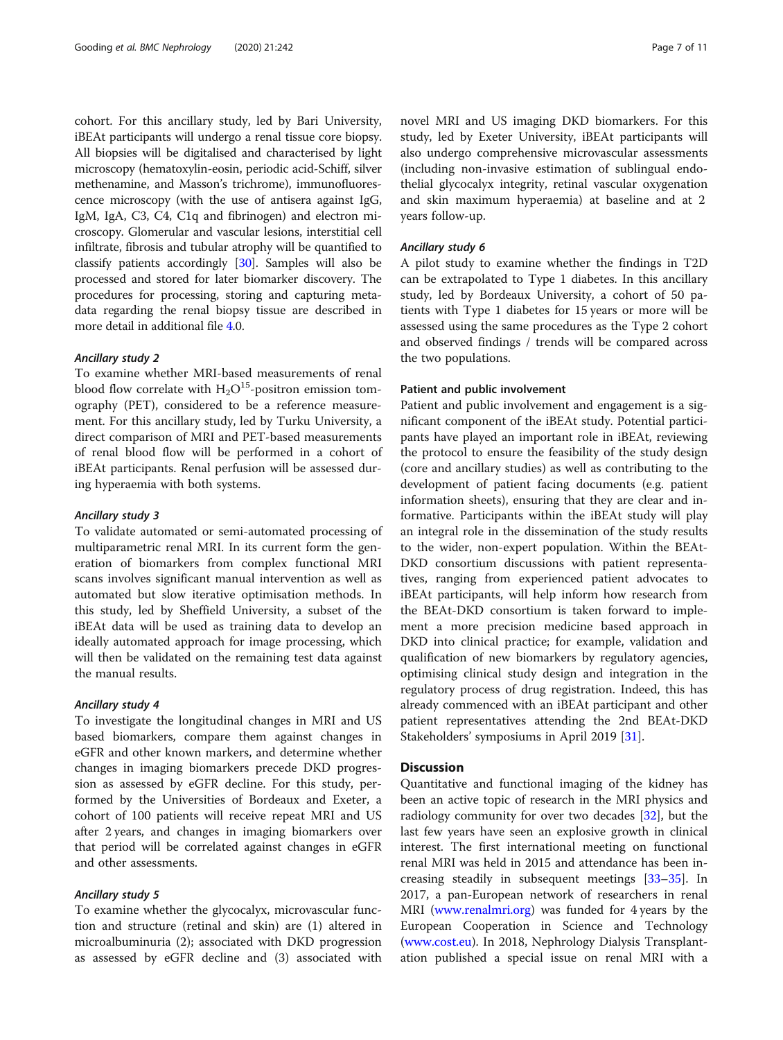cohort. For this ancillary study, led by Bari University, iBEAt participants will undergo a renal tissue core biopsy. All biopsies will be digitalised and characterised by light microscopy (hematoxylin-eosin, periodic acid-Schiff, silver methenamine, and Masson's trichrome), immunofluorescence microscopy (with the use of antisera against IgG, IgM, IgA, C3, C4, C1q and fibrinogen) and electron microscopy. Glomerular and vascular lesions, interstitial cell infiltrate, fibrosis and tubular atrophy will be quantified to classify patients accordingly [30]. Samples will also be processed and stored for later biomarker discovery. The procedures for processing, storing and capturing metadata regarding the renal biopsy tissue are described in more detail in additional file 4.0.

#### *Ancillary study 2*

To examine whether MRI-based measurements of renal blood flow correlate with $H_2O^{15}$-positron emission tomography (PET), considered to be a reference measurement. For this ancillary study, led by Turku University, a direct comparison of MRI and PET-based measurements of renal blood flow will be performed in a cohort of iBEAt participants. Renal perfusion will be assessed during hyperaemia with both systems.

#### *Ancillary study 3*

To validate automated or semi-automated processing of multiparametric renal MRI. In its current form the generation of biomarkers from complex functional MRI scans involves significant manual intervention as well as automated but slow iterative optimisation methods. In this study, led by Sheffield University, a subset of the iBEAt data will be used as training data to develop an ideally automated approach for image processing, which will then be validated on the remaining test data against the manual results.

#### *Ancillary study 4*

To investigate the longitudinal changes in MRI and US based biomarkers, compare them against changes in eGFR and other known markers, and determine whether changes in imaging biomarkers precede DKD progression as assessed by eGFR decline. For this study, performed by the Universities of Bordeaux and Exeter, a cohort of 100 patients will receive repeat MRI and US after 2 years, and changes in imaging biomarkers over that period will be correlated against changes in eGFR and other assessments.

#### *Ancillary study 5*

To examine whether the glycocalyx, microvascular function and structure (retinal and skin) are (1) altered in microalbuminuria (2); associated with DKD progression as assessed by eGFR decline and (3) associated with novel MRI and US imaging DKD biomarkers. For this study, led by Exeter University, iBEAt participants will also undergo comprehensive microvascular assessments (including non-invasive estimation of sublingual endothelial glycocalyx integrity, retinal vascular oxygenation and skin maximum hyperaemia) at baseline and at 2 years follow-up.

#### *Ancillary study 6*

A pilot study to examine whether the findings in T2D can be extrapolated to Type 1 diabetes. In this ancillary study, led by Bordeaux University, a cohort of 50 patients with Type 1 diabetes for 15 years or more will be assessed using the same procedures as the Type 2 cohort and observed findings / trends will be compared across the two populations.

### Patient and public involvement

Patient and public involvement and engagement is a significant component of the iBEAt study. Potential participants have played an important role in iBEAt, reviewing the protocol to ensure the feasibility of the study design (core and ancillary studies) as well as contributing to the development of patient facing documents (e.g. patient information sheets), ensuring that they are clear and informative. Participants within the iBEAt study will play an integral role in the dissemination of the study results to the wider, non-expert population. Within the BEAt-DKD consortium discussions with patient representatives, ranging from experienced patient advocates to iBEAt participants, will help inform how research from the BEAt-DKD consortium is taken forward to implement a more precision medicine based approach in DKD into clinical practice; for example, validation and qualification of new biomarkers by regulatory agencies, optimising clinical study design and integration in the regulatory process of drug registration. Indeed, this has already commenced with an iBEAt participant and other patient representatives attending the 2nd BEAt-DKD Stakeholders' symposiums in April 2019 [31].

## Discussion

Quantitative and functional imaging of the kidney has been an active topic of research in the MRI physics and radiology community for over two decades [32], but the last few years have seen an explosive growth in clinical interest. The first international meeting on functional renal MRI was held in 2015 and attendance has been increasing steadily in subsequent meetings [33–35]. In 2017, a pan-European network of researchers in renal MRI (www.renalmri.org) was funded for 4 years by the European Cooperation in Science and Technology (www.cost.eu). In 2018, Nephrology Dialysis Transplantation published a special issue on renal MRI with a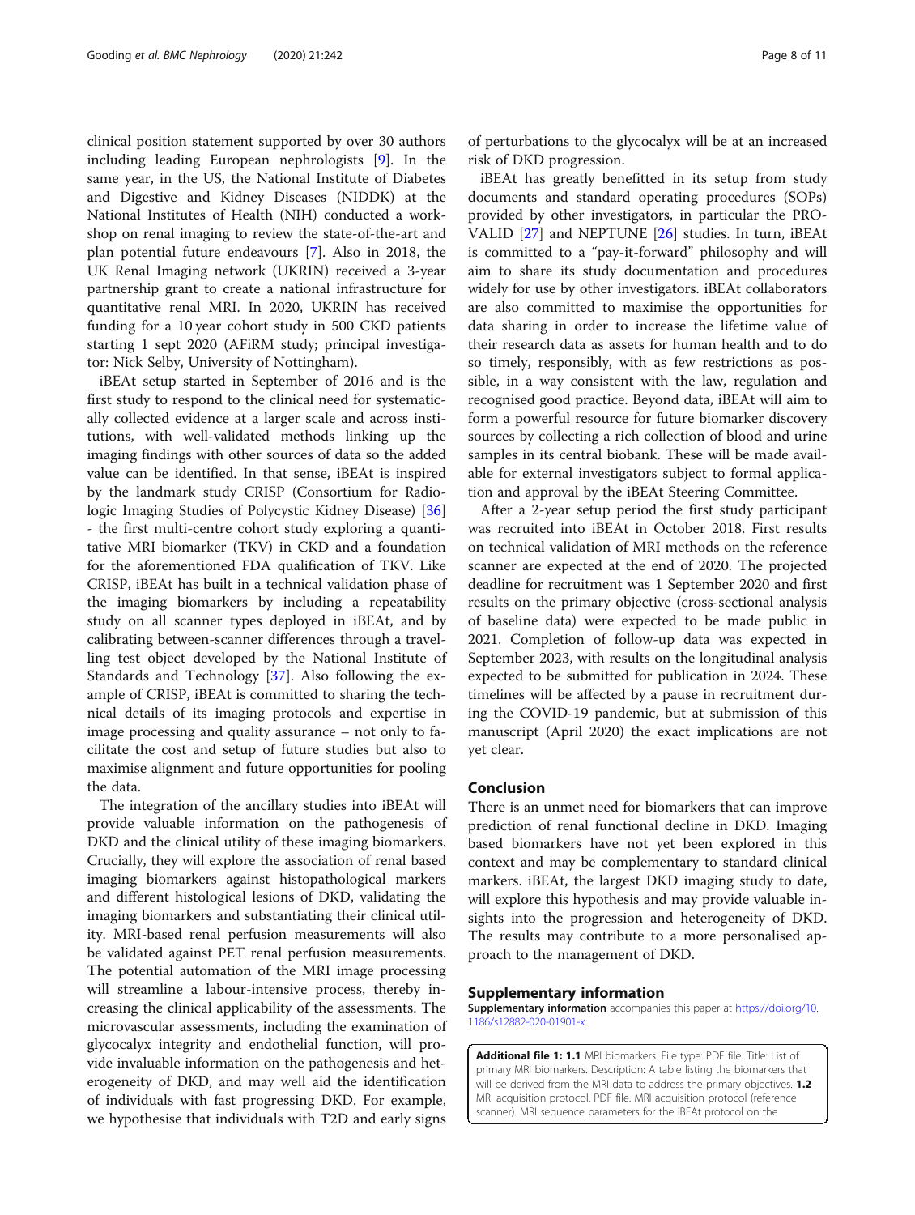clinical position statement supported by over 30 authors including leading European nephrologists [9]. In the same year, in the US, the National Institute of Diabetes and Digestive and Kidney Diseases (NIDDK) at the National Institutes of Health (NIH) conducted a workshop on renal imaging to review the state-of-the-art and plan potential future endeavours [7]. Also in 2018, the UK Renal Imaging network (UKRIN) received a 3-year partnership grant to create a national infrastructure for quantitative renal MRI. In 2020, UKRIN has received funding for a 10 year cohort study in 500 CKD patients starting 1 sept 2020 (AFiRM study; principal investigator: Nick Selby, University of Nottingham).

iBEAt setup started in September of 2016 and is the first study to respond to the clinical need for systematically collected evidence at a larger scale and across institutions, with well-validated methods linking up the imaging findings with other sources of data so the added value can be identified. In that sense, iBEAt is inspired by the landmark study CRISP (Consortium for Radiologic Imaging Studies of Polycystic Kidney Disease) [36] - the first multi-centre cohort study exploring a quantitative MRI biomarker (TKV) in CKD and a foundation for the aforementioned FDA qualification of TKV. Like CRISP, iBEAt has built in a technical validation phase of the imaging biomarkers by including a repeatability study on all scanner types deployed in iBEAt, and by calibrating between-scanner differences through a travelling test object developed by the National Institute of Standards and Technology [37]. Also following the example of CRISP, iBEAt is committed to sharing the technical details of its imaging protocols and expertise in image processing and quality assurance – not only to facilitate the cost and setup of future studies but also to maximise alignment and future opportunities for pooling the data.

The integration of the ancillary studies into iBEAt will provide valuable information on the pathogenesis of DKD and the clinical utility of these imaging biomarkers. Crucially, they will explore the association of renal based imaging biomarkers against histopathological markers and different histological lesions of DKD, validating the imaging biomarkers and substantiating their clinical utility. MRI-based renal perfusion measurements will also be validated against PET renal perfusion measurements. The potential automation of the MRI image processing will streamline a labour-intensive process, thereby increasing the clinical applicability of the assessments. The microvascular assessments, including the examination of glycocalyx integrity and endothelial function, will provide invaluable information on the pathogenesis and heterogeneity of DKD, and may well aid the identification of individuals with fast progressing DKD. For example, we hypothesise that individuals with T2D and early signs of perturbations to the glycocalyx will be at an increased risk of DKD progression.

iBEAt has greatly benefitted in its setup from study documents and standard operating procedures (SOPs) provided by other investigators, in particular the PRO-VALID [27] and NEPTUNE [26] studies. In turn, iBEAt is committed to a "pay-it-forward" philosophy and will aim to share its study documentation and procedures widely for use by other investigators. iBEAt collaborators are also committed to maximise the opportunities for data sharing in order to increase the lifetime value of their research data as assets for human health and to do so timely, responsibly, with as few restrictions as possible, in a way consistent with the law, regulation and recognised good practice. Beyond data, iBEAt will aim to form a powerful resource for future biomarker discovery sources by collecting a rich collection of blood and urine samples in its central biobank. These will be made available for external investigators subject to formal application and approval by the iBEAt Steering Committee.

After a 2-year setup period the first study participant was recruited into iBEAt in October 2018. First results on technical validation of MRI methods on the reference scanner are expected at the end of 2020. The projected deadline for recruitment was 1 September 2020 and first results on the primary objective (cross-sectional analysis of baseline data) were expected to be made public in 2021. Completion of follow-up data was expected in September 2023, with results on the longitudinal analysis expected to be submitted for publication in 2024. These timelines will be affected by a pause in recruitment during the COVID-19 pandemic, but at submission of this manuscript (April 2020) the exact implications are not yet clear.

## Conclusion

There is an unmet need for biomarkers that can improve prediction of renal functional decline in DKD. Imaging based biomarkers have not yet been explored in this context and may be complementary to standard clinical markers. iBEAt, the largest DKD imaging study to date, will explore this hypothesis and may provide valuable insights into the progression and heterogeneity of DKD. The results may contribute to a more personalised approach to the management of DKD.

## Supplementary information

**Supplementary information** accompanies this paper at https://doi.org/10.1186/s12882-020-01901-x.

**Additional file 1: 1.1** MRI biomarkers. File type: PDF file. Title: List of primary MRI biomarkers. Description: A table listing the biomarkers that will be derived from the MRI data to address the primary objectives. **1.2** MRI acquisition protocol. PDF file. MRI acquisition protocol (reference scanner). MRI sequence parameters for the iBEAt protocol on the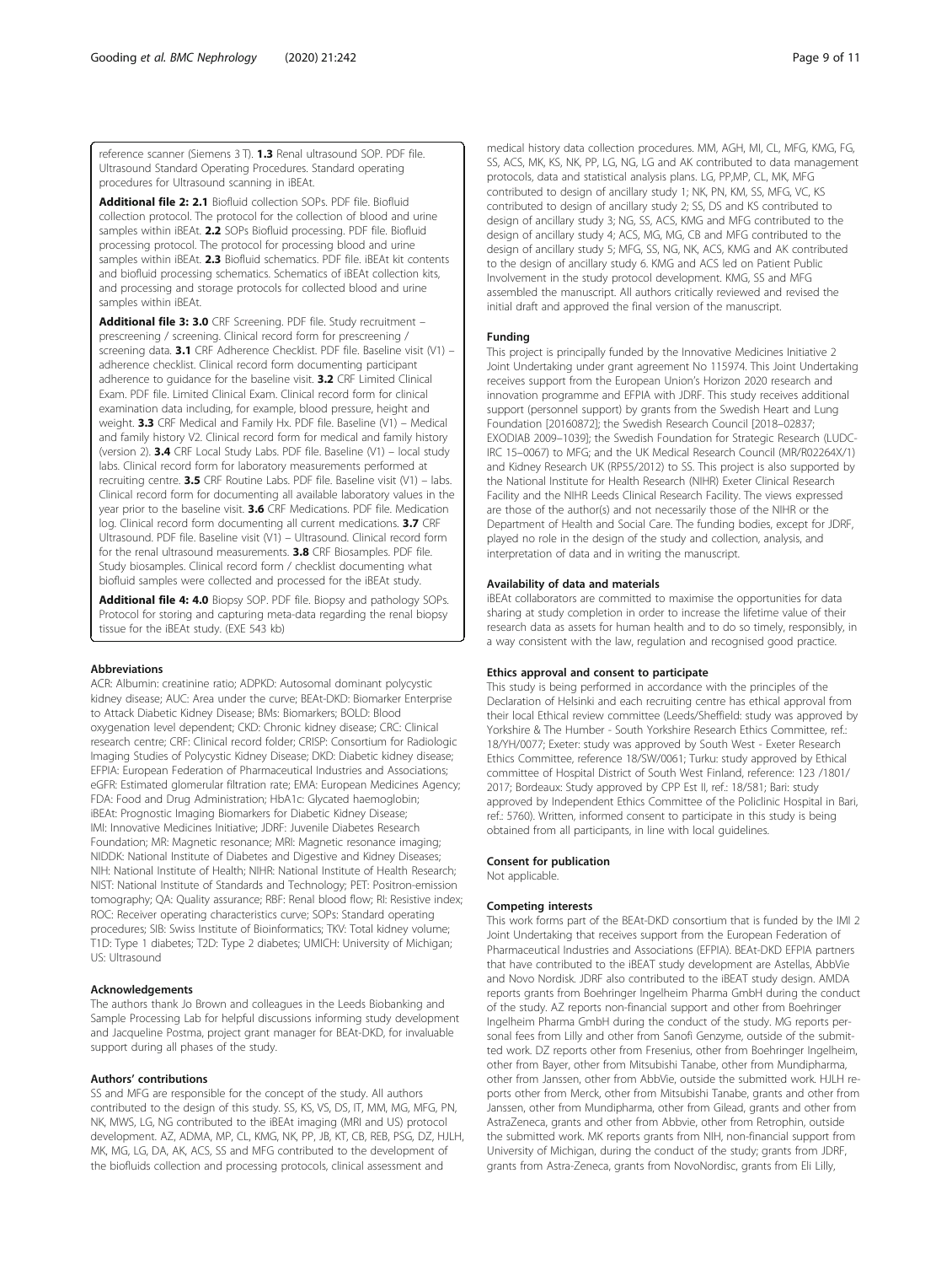reference scanner (Siemens 3 T). **1.3** Renal ultrasound SOP. PDF file. Ultrasound Standard Operating Procedures. Standard operating procedures for Ultrasound scanning in iBEAt.

**Additional file 2: 2.1** Biofluid collection SOPs. PDF file. Biofluid collection protocol. The protocol for the collection of blood and urine samples within iBEAt. **2.2** SOPs Biofluid processing. PDF file. Biofluid processing protocol. The protocol for processing blood and urine samples within iBEAt. **2.3** Biofluid schematics. PDF file. iBEAt kit contents and biofluid processing schematics. Schematics of iBEAt collection kits, and processing and storage protocols for collected blood and urine samples within iBEAt.

**Additional file 3: 3.0** CRF Screening. PDF file. Study recruitment – prescreening / screening. Clinical record form for prescreening / screening data. **3.1** CRF Adherence Checklist. PDF file. Baseline visit (V1) – adherence checklist. Clinical record form documenting participant adherence to guidance for the baseline visit. **3.2** CRF Limited Clinical Exam. PDF file. Limited Clinical Exam. Clinical record form for clinical examination data including, for example, blood pressure, height and weight. **3.3** CRF Medical and Family Hx. PDF file. Baseline (V1) – Medical and family history V2. Clinical record form for medical and family history (version 2). **3.4** CRF Local Study Labs. PDF file. Baseline (V1) – local study labs. Clinical record form for laboratory measurements performed at recruiting centre. **3.5** CRF Routine Labs. PDF file. Baseline visit (V1) – labs. Clinical record form for documenting all available laboratory values in the year prior to the baseline visit. **3.6** CRF Medications. PDF file. Medication log. Clinical record form documenting all current medications. **3.7** CRF Ultrasound. PDF file. Baseline visit (V1) – Ultrasound. Clinical record form for the renal ultrasound measurements. **3.8** CRF Biosamples. PDF file. Study biosamples. Clinical record form / checklist documenting what biofluid samples were collected and processed for the iBEAt study.

**Additional file 4: 4.0** Biopsy SOP. PDF file. Biopsy and pathology SOPs. Protocol for storing and capturing meta-data regarding the renal biopsy tissue for the iBEAt study. (EXE 543 kb)

#### Abbreviations

ACR: Albumin: creatinine ratio; ADPKD: Autosomal dominant polycystic kidney disease; AUC: Area under the curve; BEAt-DKD: Biomarker Enterprise to Attack Diabetic Kidney Disease; BMs: Biomarkers; BOLD: Blood oxygenation level dependent; CKD: Chronic kidney disease; CRC: Clinical research centre; CRF: Clinical record folder; CRISP: Consortium for Radiologic Imaging Studies of Polycystic Kidney Disease; DKD: Diabetic kidney disease; EFPIA: European Federation of Pharmaceutical Industries and Associations; eGFR: Estimated glomerular filtration rate; EMA: European Medicines Agency; FDA: Food and Drug Administration; HbA1c: Glycated haemoglobin; iBEAt: Prognostic Imaging Biomarkers for Diabetic Kidney Disease; IMI: Innovative Medicines Initiative; JDRF: Juvenile Diabetes Research Foundation; MR: Magnetic resonance; MRI: Magnetic resonance imaging; NIDDK: National Institute of Diabetes and Digestive and Kidney Diseases; NIH: National Institute of Health; NIHR: National Institute of Health Research; NIST: National Institute of Standards and Technology; PET: Positron-emission tomography; QA: Quality assurance; RBF: Renal blood flow; RI: Resistive index; ROC: Receiver operating characteristics curve; SOPs: Standard operating procedures; SIB: Swiss Institute of Bioinformatics; TKV: Total kidney volume; T1D: Type 1 diabetes; T2D: Type 2 diabetes; UMICH: University of Michigan; US: Ultrasound

#### Acknowledgements

The authors thank Jo Brown and colleagues in the Leeds Biobanking and Sample Processing Lab for helpful discussions informing study development and Jacqueline Postma, project grant manager for BEAt-DKD, for invaluable support during all phases of the study.

#### Authors' contributions

SS and MFG are responsible for the concept of the study. All authors contributed to the design of this study. SS, KS, VS, DS, IT, MM, MG, MFG, PN, NK, MWS, LG, NG contributed to the iBEAt imaging (MRI and US) protocol development. AZ, ADMA, MP, CL, KMG, NK, PP, JB, KT, CB, REB, PSG, DZ, HJLH, MK, MG, LG, DA, AK, ACS, SS and MFG contributed to the development of the biofluids collection and processing protocols, clinical assessment and medical history data collection procedures. MM, AGH, MI, CL, MFG, KMG, FG, SS, ACS, MK, KS, NK, PP, LG, NG, LG and AK contributed to data management protocols, data and statistical analysis plans. LG, PP,MP, CL, MK, MFG contributed to design of ancillary study 1; NK, PN, KM, SS, MFG, VC, KS contributed to design of ancillary study 2; SS, DS and KS contributed to design of ancillary study 3; NG, SS, ACS, KMG and MFG contributed to the design of ancillary study 4; ACS, MG, MG, CB and MFG contributed to the design of ancillary study 5; MFG, SS, NG, NK, ACS, KMG and AK contributed to the design of ancillary study 6. KMG and ACS led on Patient Public Involvement in the study protocol development. KMG, SS and MFG assembled the manuscript. All authors critically reviewed and revised the initial draft and approved the final version of the manuscript.

#### Funding

This project is principally funded by the Innovative Medicines Initiative 2 Joint Undertaking under grant agreement No 115974. This Joint Undertaking receives support from the European Union's Horizon 2020 research and innovation programme and EFPIA with JDRF. This study receives additional support (personnel support) by grants from the Swedish Heart and Lung Foundation [20160872]; the Swedish Research Council [2018–02837; EXODIAB 2009–1039]; the Swedish Foundation for Strategic Research (LUDC-IRC 15–0067) to MFG; and the UK Medical Research Council (MR/R02264X/1) and Kidney Research UK (RP55/2012) to SS. This project is also supported by the National Institute for Health Research (NIHR) Exeter Clinical Research Facility and the NIHR Leeds Clinical Research Facility. The views expressed are those of the author(s) and not necessarily those of the NIHR or the Department of Health and Social Care. The funding bodies, except for JDRF, played no role in the design of the study and collection, analysis, and interpretation of data and in writing the manuscript.

#### Availability of data and materials

iBEAt collaborators are committed to maximise the opportunities for data sharing at study completion in order to increase the lifetime value of their research data as assets for human health and to do so timely, responsibly, in a way consistent with the law, regulation and recognised good practice.

#### Ethics approval and consent to participate

This study is being performed in accordance with the principles of the Declaration of Helsinki and each recruiting centre has ethical approval from their local Ethical review committee (Leeds/Sheffield: study was approved by Yorkshire & The Humber - South Yorkshire Research Ethics Committee, ref.: 18/YH/0077; Exeter: study was approved by South West - Exeter Research Ethics Committee, reference 18/SW/0061; Turku: study approved by Ethical committee of Hospital District of South West Finland, reference: 123 /1801/ 2017; Bordeaux: Study approved by CPP Est II, ref.: 18/581; Bari: study approved by Independent Ethics Committee of the Policlinic Hospital in Bari, ref.: 5760). Written, informed consent to participate in this study is being obtained from all participants, in line with local guidelines.

#### Consent for publication

Not applicable.

#### Competing interests

This work forms part of the BEAt-DKD consortium that is funded by the IMI 2 Joint Undertaking that receives support from the European Federation of Pharmaceutical Industries and Associations (EFPIA). BEAt-DKD EFPIA partners that have contributed to the iBEAT study development are Astellas, AbbVie and Novo Nordisk. JDRF also contributed to the iBEAT study design. AMDA reports grants from Boehringer Ingelheim Pharma GmbH during the conduct of the study. AZ reports non-financial support and other from Boehringer Ingelheim Pharma GmbH during the conduct of the study. MG reports personal fees from Lilly and other from Sanofi Genzyme, outside of the submitted work. DZ reports other from Fresenius, other from Boehringer Ingelheim, other from Bayer, other from Mitsubishi Tanabe, other from Mundipharma, other from Janssen, other from AbbVie, outside the submitted work. HJLH reports other from Merck, other from Mitsubishi Tanabe, grants and other from Janssen, other from Mundipharma, other from Gilead, grants and other from AstraZeneca, grants and other from Abbvie, other from Retrophin, outside the submitted work. MK reports grants from NIH, non-financial support from University of Michigan, during the conduct of the study; grants from JDRF, grants from Astra-Zeneca, grants from NovoNordisc, grants from Eli Lilly,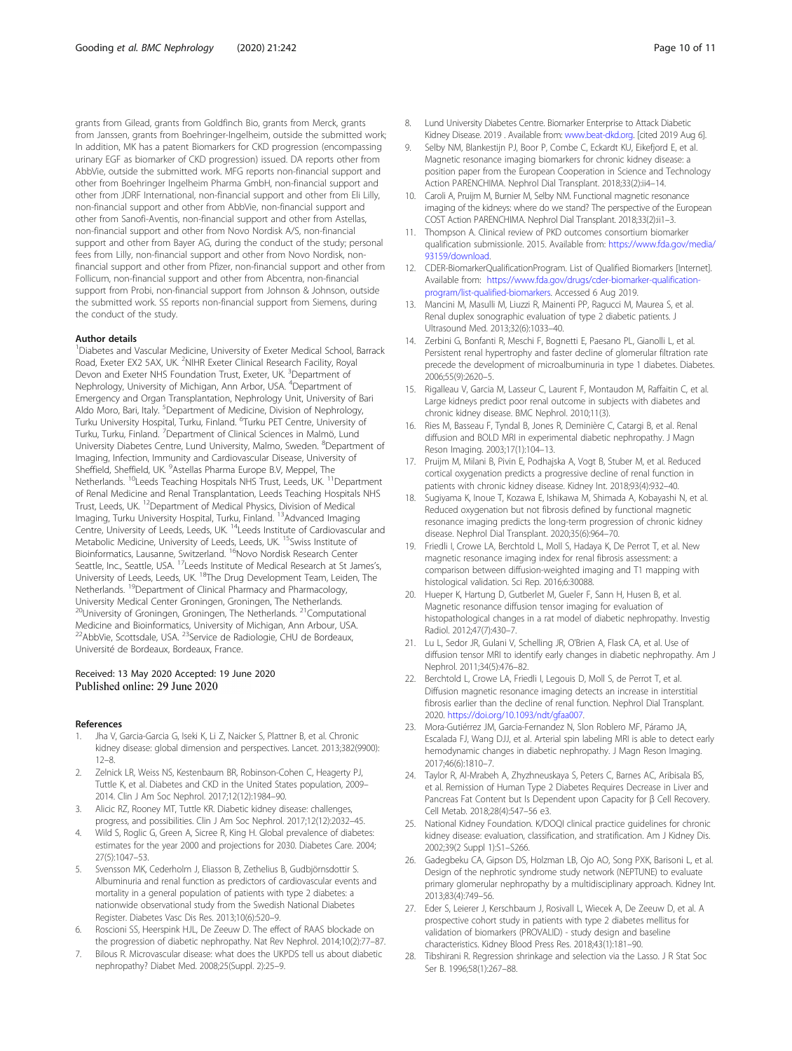grants from Gilead, grants from Goldfinch Bio, grants from Merck, grants from Janssen, grants from Boehringer-Ingelheim, outside the submitted work; In addition, MK has a patent Biomarkers for CKD progression (encompassing urinary EGF as biomarker of CKD progression) issued. DA reports other from AbbVie, outside the submitted work. MFG reports non-financial support and other from Boehringer Ingelheim Pharma GmbH, non-financial support and other from JDRF International, non-financial support and other from Eli Lilly, non-financial support and other from AbbVie, non-financial support and other from Sanofi-Aventis, non-financial support and other from Astellas, non-financial support and other from Novo Nordisk A/S, non-financial support and other from Bayer AG, during the conduct of the study; personal fees from Lilly, non-financial support and other from Novo Nordisk, non-financial support and other from Pfizer, non-financial support and other from Follicum, non-financial support and other from Abcentra, non-financial support from Probi, non-financial support from Johnson & Johnson, outside the submitted work. SS reports non-financial support from Siemens, during the conduct of the study.

### Author details

[1]Diabetes and Vascular Medicine, University of Exeter Medical School, Barrack Road, Exeter EX2 5AX, UK. [2]NIHR Exeter Clinical Research Facility, Royal Devon and Exeter NHS Foundation Trust, Exeter, UK. [3]Department of Nephrology, University of Michigan, Ann Arbor, USA. [4]Department of Emergency and Organ Transplantation, Nephrology Unit, University of Bari Aldo Moro, Bari, Italy. [5]Department of Medicine, Division of Nephrology, Turku University Hospital, Turku, Finland. [6]Turku PET Centre, University of Turku, Turku, Finland. [7]Department of Clinical Sciences in Malmö, Lund University Diabetes Centre, Lund University, Malmo, Sweden. [8]Department of Imaging, Infection, Immunity and Cardiovascular Disease, University of Sheffield, Sheffield, UK. [9]Astellas Pharma Europe B.V, Meppel, The Netherlands. [10]Leeds Teaching Hospitals NHS Trust, Leeds, UK. [11]Department of Renal Medicine and Renal Transplantation, Leeds Teaching Hospitals NHS Trust, Leeds, UK. [12]Department of Medical Physics, Division of Medical Imaging, Turku University Hospital, Turku, Finland. [13]Advanced Imaging Centre, University of Leeds, Leeds, UK. [14]Leeds Institute of Cardiovascular and Metabolic Medicine, University of Leeds, Leeds, UK. [15]Swiss Institute of Bioinformatics, Lausanne, Switzerland. [16]Novo Nordisk Research Center Seattle, Inc., Seattle, USA. [17]Leeds Institute of Medical Research at St James's, University of Leeds, Leeds, UK. [18]The Drug Development Team, Leiden, The Netherlands. [19]Department of Clinical Pharmacy and Pharmacology, University Medical Center Groningen, Groningen, The Netherlands. [20]University of Groningen, Groningen, The Netherlands. [21]Computational Medicine and Bioinformatics, University of Michigan, Ann Arbour, USA. [22]AbbVie, Scottsdale, USA. [23]Service de Radiologie, CHU de Bordeaux, Université de Bordeaux, Bordeaux, France.

Received: 13 May 2020 Accepted: 19 June 2020
Published online: 29 June 2020

### References

1. Jha V, Garcia-Garcia G, Iseki K, Li Z, Naicker S, Plattner B, et al. Chronic kidney disease: global dimension and perspectives. Lancet. 2013;382(9900): 12–8.
2. Zelnick LR, Weiss NS, Kestenbaum BR, Robinson-Cohen C, Heagerty PJ, Tuttle K, et al. Diabetes and CKD in the United States population, 2009–2014. Clin J Am Soc Nephrol. 2017;12(12):1984–90.
3. Alicic RZ, Rooney MT, Tuttle KR. Diabetic kidney disease: challenges, progress, and possibilities. Clin J Am Soc Nephrol. 2017;12(12):2032–45.
4. Wild S, Roglic G, Green A, Sicree R, King H. Global prevalence of diabetes: estimates for the year 2000 and projections for 2030. Diabetes Care. 2004; 27(5):1047–53.
5. Svensson MK, Cederholm J, Eliasson B, Zethelius B, Gudbjörnsdottir S. Albuminuria and renal function as predictors of cardiovascular events and mortality in a general population of patients with type 2 diabetes: a nationwide observational study from the Swedish National Diabetes Register. Diabetes Vasc Dis Res. 2013;10(6):520–9.
6. Roscioni SS, Heerspink HJL, De Zeeuw D. The effect of RAAS blockade on the progression of diabetic nephropathy. Nat Rev Nephrol. 2014;10(2):77–87.
7. Bilous R. Microvascular disease: what does the UKPDS tell us about diabetic nephropathy? Diabet Med. 2008;25(Suppl. 2):25–9.
8. Lund University Diabetes Centre. Biomarker Enterprise to Attack Diabetic Kidney Disease. 2019 . Available from: www.beat-dkd.org. [cited 2019 Aug 6].
9. Selby NM, Blankestijn PJ, Boor P, Combe C, Eckardt KU, Eikefjord E, et al. Magnetic resonance imaging biomarkers for chronic kidney disease: a position paper from the European Cooperation in Science and Technology Action PARENCHIMA. Nephrol Dial Transplant. 2018;33(2):ii4–14.
10. Caroli A, Pruijm M, Burnier M, Selby NM. Functional magnetic resonance imaging of the kidneys: where do we stand? The perspective of the European COST Action PARENCHIMA. Nephrol Dial Transplant. 2018;33(2):ii1–3.
11. Thompson A. Clinical review of PKD outcomes consortium biomarker qualification submissionle. 2015. Available from: https://www.fda.gov/media/93159/download.
12. CDER-BiomarkerQualificationProgram. List of Qualified Biomarkers [Internet]. Available from: https://www.fda.gov/drugs/cder-biomarker-qualification-program/list-qualified-biomarkers. Accessed 6 Aug 2019.
13. Mancini M, Masulli M, Liuzzi R, Mainenti PP, Ragucci M, Maurea S, et al. Renal duplex sonographic evaluation of type 2 diabetic patients. J Ultrasound Med. 2013;32(6):1033–40.
14. Zerbini G, Bonfanti R, Meschi F, Bognetti E, Paesano PL, Gianolli L, et al. Persistent renal hypertrophy and faster decline of glomerular filtration rate precede the development of microalbuminuria in type 1 diabetes. Diabetes. 2006;55(9):2620–5.
15. Rigalleau V, Garcia M, Lasseur C, Laurent F, Montaudon M, Raffaitin C, et al. Large kidneys predict poor renal outcome in subjects with diabetes and chronic kidney disease. BMC Nephrol. 2010;11(3).
16. Ries M, Basseau F, Tyndal B, Jones R, Deminière C, Catargi B, et al. Renal diffusion and BOLD MRI in experimental diabetic nephropathy. J Magn Reson Imaging. 2003;17(1):104–13.
17. Pruijm M, Milani B, Pivin E, Podhajska A, Vogt B, Stuber M, et al. Reduced cortical oxygenation predicts a progressive decline of renal function in patients with chronic kidney disease. Kidney Int. 2018;93(4):932–40.
18. Sugiyama K, Inoue T, Kozawa E, Ishikawa M, Shimada A, Kobayashi N, et al. Reduced oxygenation but not fibrosis defined by functional magnetic resonance imaging predicts the long-term progression of chronic kidney disease. Nephrol Dial Transplant. 2020;35(6):964–70.
19. Friedli I, Crowe LA, Berchtold L, Moll S, Hadaya K, De Perrot T, et al. New magnetic resonance imaging index for renal fibrosis assessment: a comparison between diffusion-weighted imaging and T1 mapping with histological validation. Sci Rep. 2016;6:30088.
20. Hueper K, Hartung D, Gutberlet M, Gueler F, Sann H, Husen B, et al. Magnetic resonance diffusion tensor imaging for evaluation of histopathological changes in a rat model of diabetic nephropathy. Investig Radiol. 2012;47(7):430–7.
21. Lu L, Sedor JR, Gulani V, Schelling JR, O'Brien A, Flask CA, et al. Use of diffusion tensor MRI to identify early changes in diabetic nephropathy. Am J Nephrol. 2011;34(5):476–82.
22. Berchtold L, Crowe LA, Friedli I, Legouis D, Moll S, de Perrot T, et al. Diffusion magnetic resonance imaging detects an increase in interstitial fibrosis earlier than the decline of renal function. Nephrol Dial Transplant. 2020. https://doi.org/10.1093/ndt/gfaa007.
23. Mora-Gutiérrez JM, Garcia-Fernandez N, Slon Roblero MF, Páramo JA, Escalada FJ, Wang DJJ, et al. Arterial spin labeling MRI is able to detect early hemodynamic changes in diabetic nephropathy. J Magn Reson Imaging. 2017;46(6):1810–7.
24. Taylor R, Al-Mrabeh A, Zhyzhneuskaya S, Peters C, Barnes AC, Aribisala BS, et al. Remission of Human Type 2 Diabetes Requires Decrease in Liver and Pancreas Fat Content but Is Dependent upon Capacity for β Cell Recovery. Cell Metab. 2018;28(4):547–56 e3.
25. National Kidney Foundation. K/DOQI clinical practice guidelines for chronic kidney disease: evaluation, classification, and stratification. Am J Kidney Dis. 2002;39(2 Suppl 1):S1–S266.
26. Gadegbeku CA, Gipson DS, Holzman LB, Ojo AO, Song PXK, Barisoni L, et al. Design of the nephrotic syndrome study network (NEPTUNE) to evaluate primary glomerular nephropathy by a multidisciplinary approach. Kidney Int. 2013;83(4):749–56.
27. Eder S, Leierer J, Kerschbaum J, Rosivall L, Wiecek A, De Zeeuw D, et al. A prospective cohort study in patients with type 2 diabetes mellitus for validation of biomarkers (PROVALID) - study design and baseline characteristics. Kidney Blood Press Res. 2018;43(1):181–90.
28. Tibshirani R. Regression shrinkage and selection via the Lasso. J R Stat Soc Ser B. 1996;58(1):267–88.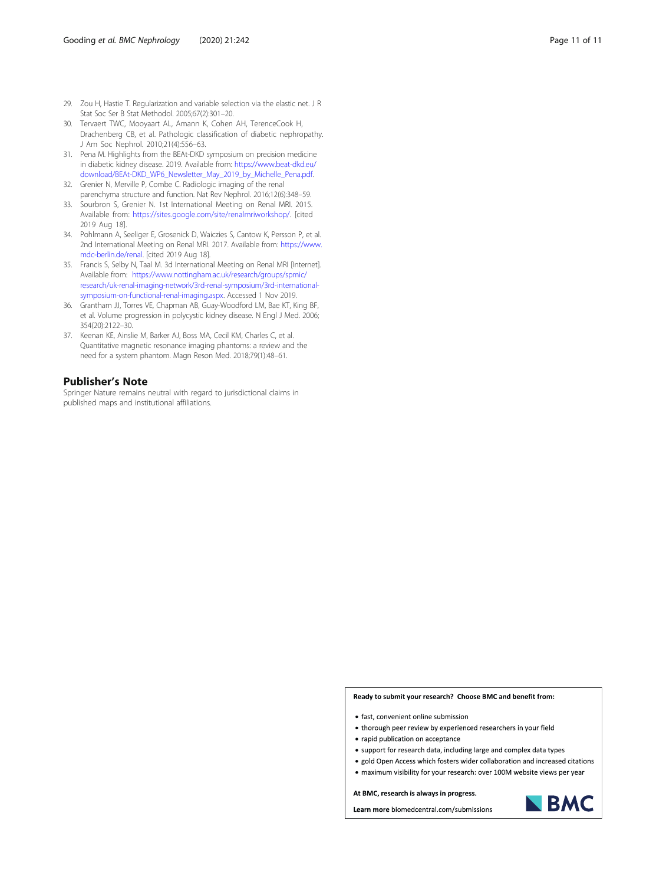29. Zou H, Hastie T. Regularization and variable selection via the elastic net. J R Stat Soc Ser B Stat Methodol. 2005;67(2):301–20.
30. Tervaert TWC, Mooyaart AL, Amann K, Cohen AH, TerenceCook H, Drachenberg CB, et al. Pathologic classification of diabetic nephropathy. J Am Soc Nephrol. 2010;21(4):556–63.
31. Pena M. Highlights from the BEAt-DKD symposium on precision medicine in diabetic kidney disease. 2019. Available from: https://www.beat-dkd.eu/download/BEAt-DKD_WP6_Newsletter_May_2019_by_Michelle_Pena.pdf.
32. Grenier N, Merville P, Combe C. Radiologic imaging of the renal parenchyma structure and function. Nat Rev Nephrol. 2016;12(6):348–59.
33. Sourbron S, Grenier N. 1st International Meeting on Renal MRI. 2015. Available from: https://sites.google.com/site/renalmriworkshop/. [cited 2019 Aug 18].
34. Pohlmann A, Seeliger E, Grosenick D, Waiczies S, Cantow K, Persson P, et al. 2nd International Meeting on Renal MRI. 2017. Available from: https://www.mdc-berlin.de/renal. [cited 2019 Aug 18].
35. Francis S, Selby N, Taal M. 3d International Meeting on Renal MRI [Internet]. Available from: https://www.nottingham.ac.uk/research/groups/spmic/research/uk-renal-imaging-network/3rd-renal-symposium/3rd-international-symposium-on-functional-renal-imaging.aspx. Accessed 1 Nov 2019.
36. Grantham JJ, Torres VE, Chapman AB, Guay-Woodford LM, Bae KT, King BF, et al. Volume progression in polycystic kidney disease. N Engl J Med. 2006; 354(20):2122–30.
37. Keenan KE, Ainslie M, Barker AJ, Boss MA, Cecil KM, Charles C, et al. Quantitative magnetic resonance imaging phantoms: a review and the need for a system phantom. Magn Reson Med. 2018;79(1):48–61.

## Publisher's Note

Springer Nature remains neutral with regard to jurisdictional claims in published maps and institutional affiliations.

**Ready to submit your research? Choose BMC and benefit from:**

- fast, convenient online submission
- thorough peer review by experienced researchers in your field
- rapid publication on acceptance
- support for research data, including large and complex data types
- gold Open Access which fosters wider collaboration and increased citations
- maximum visibility for your research: over 100M website views per year

**At BMC, research is always in progress.**

**Learn more** biomedcentral.com/submissions

BMC